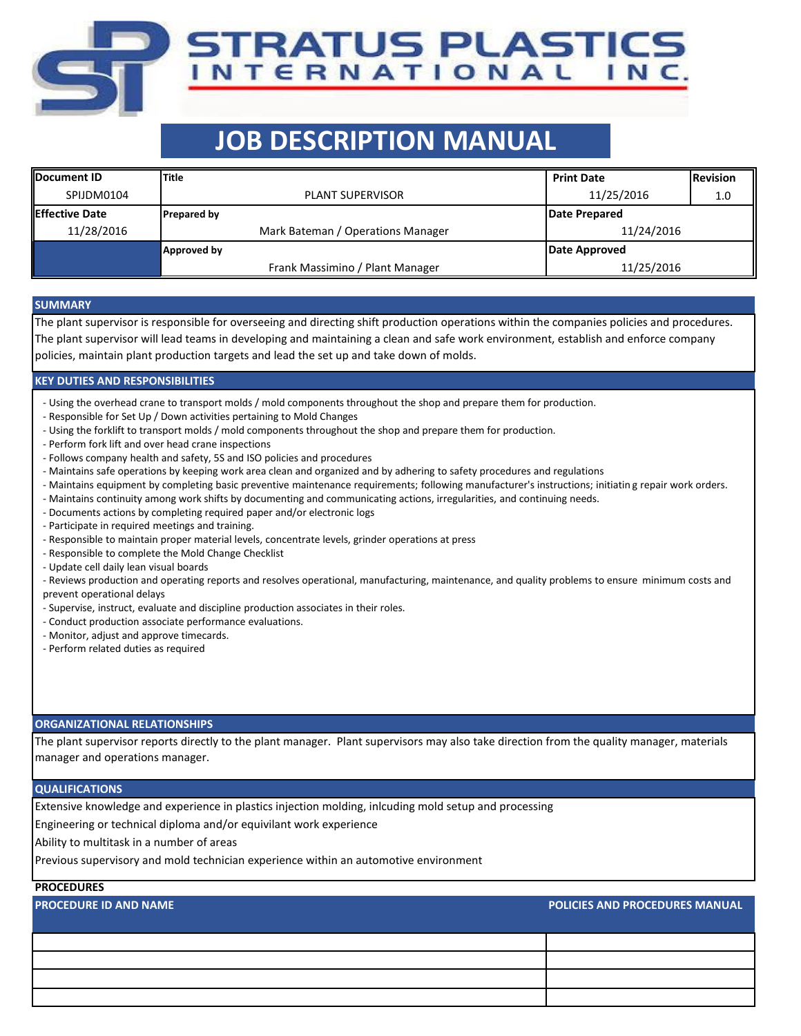# STRATUS PLASTICS INTERNATIONAL INC.

# JOB DESCRIPTION MANUAL

| Document ID | Title | Print Date | Revision |
|---|---|---|---|
| SPIJDM0104 | PLANT SUPERVISOR | 11/25/2016 | 1.0 |
| **Effective Date** | **Prepared by** | **Date Prepared** | |
| 11/28/2016 | Mark Bateman / Operations Manager | 11/24/2016 | |
| | **Approved by** | **Date Approved** | |
| | Frank Massimino / Plant Manager | 11/25/2016 | |

## SUMMARY

The plant supervisor is responsible for overseeing and directing shift production operations within the companies policies and procedures. The plant supervisor will lead teams in developing and maintaining a clean and safe work environment, establish and enforce company policies, maintain plant production targets and lead the set up and take down of molds.

## KEY DUTIES AND RESPONSIBILITIES

- Using the overhead crane to transport molds / mold components throughout the shop and prepare them for production.
- Responsible for Set Up / Down activities pertaining to Mold Changes
- Using the forklift to transport molds / mold components throughout the shop and prepare them for production.
- Perform fork lift and over head crane inspections
- Follows company health and safety, 5S and ISO policies and procedures
- Maintains safe operations by keeping work area clean and organized and by adhering to safety procedures and regulations
- Maintains equipment by completing basic preventive maintenance requirements; following manufacturer's instructions; initiating repair work orders.
- Maintains continuity among work shifts by documenting and communicating actions, irregularities, and continuing needs.
- Documents actions by completing required paper and/or electronic logs
- Participate in required meetings and training.
- Responsible to maintain proper material levels, concentrate levels, grinder operations at press
- Responsible to complete the Mold Change Checklist
- Update cell daily lean visual boards
- Reviews production and operating reports and resolves operational, manufacturing, maintenance, and quality problems to ensure minimum costs and prevent operational delays
- Supervise, instruct, evaluate and discipline production associates in their roles.
- Conduct production associate performance evaluations.
- Monitor, adjust and approve timecards.
- Perform related duties as required

## ORGANIZATIONAL RELATIONSHIPS

The plant supervisor reports directly to the plant manager. Plant supervisors may also take direction from the quality manager, materials manager and operations manager.

## QUALIFICATIONS

Extensive knowledge and experience in plastics injection molding, inlcuding mold setup and processing

Engineering or technical diploma and/or equivilant work experience

Ability to multitask in a number of areas

Previous supervisory and mold technician experience within an automotive environment

## PROCEDURES

| PROCEDURE ID AND NAME | POLICIES AND PROCEDURES MANUAL |
|---|---|
| | |
| | |
| | |
| | |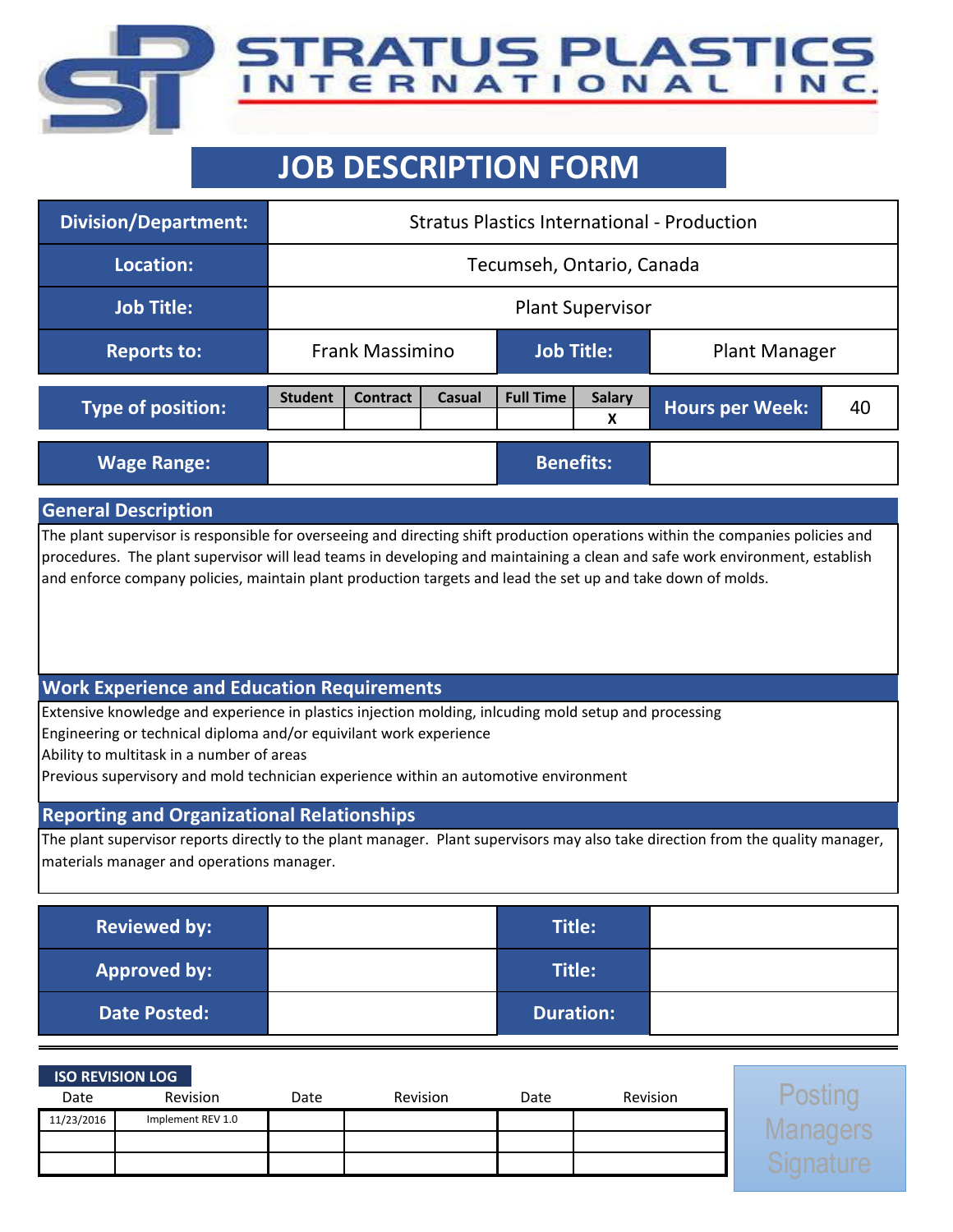# STRATUS PLASTICS INTERNATIONAL INC.

## JOB DESCRIPTION FORM

| | | | |
|---|---|---|---|
| **Division/Department:** | Stratus Plastics International - Production | | |
| **Location:** | Tecumseh, Ontario, Canada | | |
| **Job Title:** | Plant Supervisor | | |
| **Reports to:** | Frank Massimino | **Job Title:** | Plant Manager |

| | Student | Contract | Casual | Full Time | Salary | | |
|---|---|---|---|---|---|---|---|
| **Type of position:** | | | | | X | **Hours per Week:** | 40 |

| | | | |
|---|---|---|---|
| **Wage Range:** | | **Benefits:** | |

### General Description

The plant supervisor is responsible for overseeing and directing shift production operations within the companies policies and procedures. The plant supervisor will lead teams in developing and maintaining a clean and safe work environment, establish and enforce company policies, maintain plant production targets and lead the set up and take down of molds.

### Work Experience and Education Requirements

Extensive knowledge and experience in plastics injection molding, inlcuding mold setup and processing
Engineering or technical diploma and/or equivilant work experience
Ability to multitask in a number of areas
Previous supervisory and mold technician experience within an automotive environment

### Reporting and Organizational Relationships

The plant supervisor reports directly to the plant manager. Plant supervisors may also take direction from the quality manager, materials manager and operations manager.

| | | | |
|---|---|---|---|
| **Reviewed by:** | | **Title:** | |
| **Approved by:** | | **Title:** | |
| **Date Posted:** | | **Duration:** | |

**ISO REVISION LOG**

| Date | Revision | Date | Revision | Date | Revision |
|---|---|---|---|---|---|
| 11/23/2016 | Implement REV 1.0 | | | | |
| | | | | | |
| | | | | | |

Posting Managers Signature